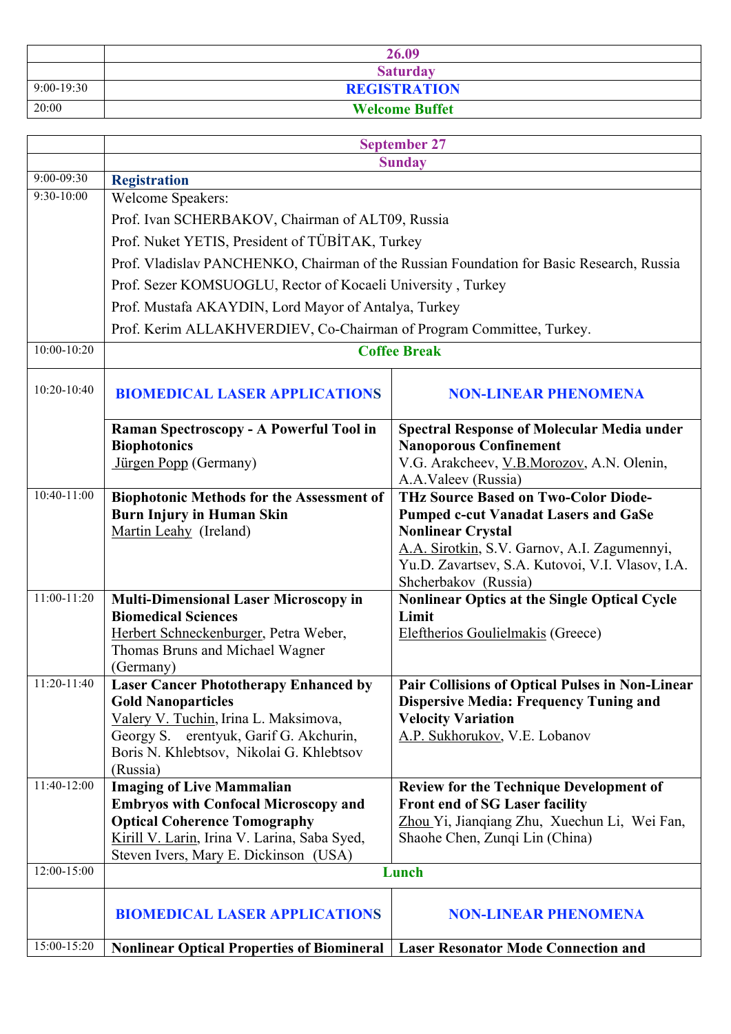| | 26.09 |
|---|---|
| | Saturday |
| 9:00-19:30 | **REGISTRATION** |
| 20:00 | **Welcome Buffet** |

| | September 27 | |
|---|---|---|
| | Sunday | |
| 9:00-09:30 | **Registration** | |
| 9:30-10:00 | Welcome Speakers:<br>Prof. Ivan SCHERBAKOV, Chairman of ALT09, Russia<br>Prof. Nuket YETIS, President of TÜBİTAK, Turkey<br>Prof. Vladislav PANCHENKO, Chairman of the Russian Foundation for Basic Research, Russia<br>Prof. Sezer KOMSUOGLU, Rector of Kocaeli University , Turkey<br>Prof. Mustafa AKAYDIN, Lord Mayor of Antalya, Turkey<br>Prof. Kerim ALLAKHVERDIEV, Co-Chairman of Program Committee, Turkey. | |
| 10:00-10:20 | **Coffee Break** | |
| 10:20-10:40 | **BIOMEDICAL LASER APPLICATIONS** | **NON-LINEAR PHENOMENA** |
| | **Raman Spectroscopy - A Powerful Tool in Biophotonics**<br>Jürgen Popp (Germany) | **Spectral Response of Molecular Media under Nanoporous Confinement**<br>V.G. Arakcheev, V.B.Morozov, A.N. Olenin, A.A.Valeev (Russia) |
| 10:40-11:00 | **Biophotonic Methods for the Assessment of Burn Injury in Human Skin**<br>Martin Leahy (Ireland) | **THz Source Based on Two-Color Diode-Pumped c-cut Vanadat Lasers and GaSe Nonlinear Crystal**<br>A.A. Sirotkin, S.V. Garnov, A.I. Zagumennyi, Yu.D. Zavartsev, S.A. Kutovoi, V.I. Vlasov, I.A. Shcherbakov (Russia) |
| 11:00-11:20 | **Multi-Dimensional Laser Microscopy in Biomedical Sciences**<br>Herbert Schneckenburger, Petra Weber, Thomas Bruns and Michael Wagner (Germany) | **Nonlinear Optics at the Single Optical Cycle Limit**<br>Eleftherios Goulielmakis (Greece) |
| 11:20-11:40 | **Laser Cancer Phototherapy Enhanced by Gold Nanoparticles**<br>Valery V. Tuchin, Irina L. Maksimova, Georgy S. erentyuk, Garif G. Akchurin, Boris N. Khlebtsov, Nikolai G. Khlebtsov (Russia) | **Pair Collisions of Optical Pulses in Non-Linear Dispersive Media: Frequency Tuning and Velocity Variation**<br>A.P. Sukhorukov, V.E. Lobanov |
| 11:40-12:00 | **Imaging of Live Mammalian Embryos with Confocal Microscopy and Optical Coherence Tomography**<br>Kirill V. Larin, Irina V. Larina, Saba Syed, Steven Ivers, Mary E. Dickinson (USA) | **Review for the Technique Development of Front end of SG Laser facility**<br>Zhou Yi, Jianqiang Zhu, Xuechun Li, Wei Fan, Shaohe Chen, Zunqi Lin (China) |
| 12:00-15:00 | **Lunch** | |
| | **BIOMEDICAL LASER APPLICATIONS** | **NON-LINEAR PHENOMENA** |
| 15:00-15:20 | **Nonlinear Optical Properties of Biomineral** | **Laser Resonator Mode Connection and** |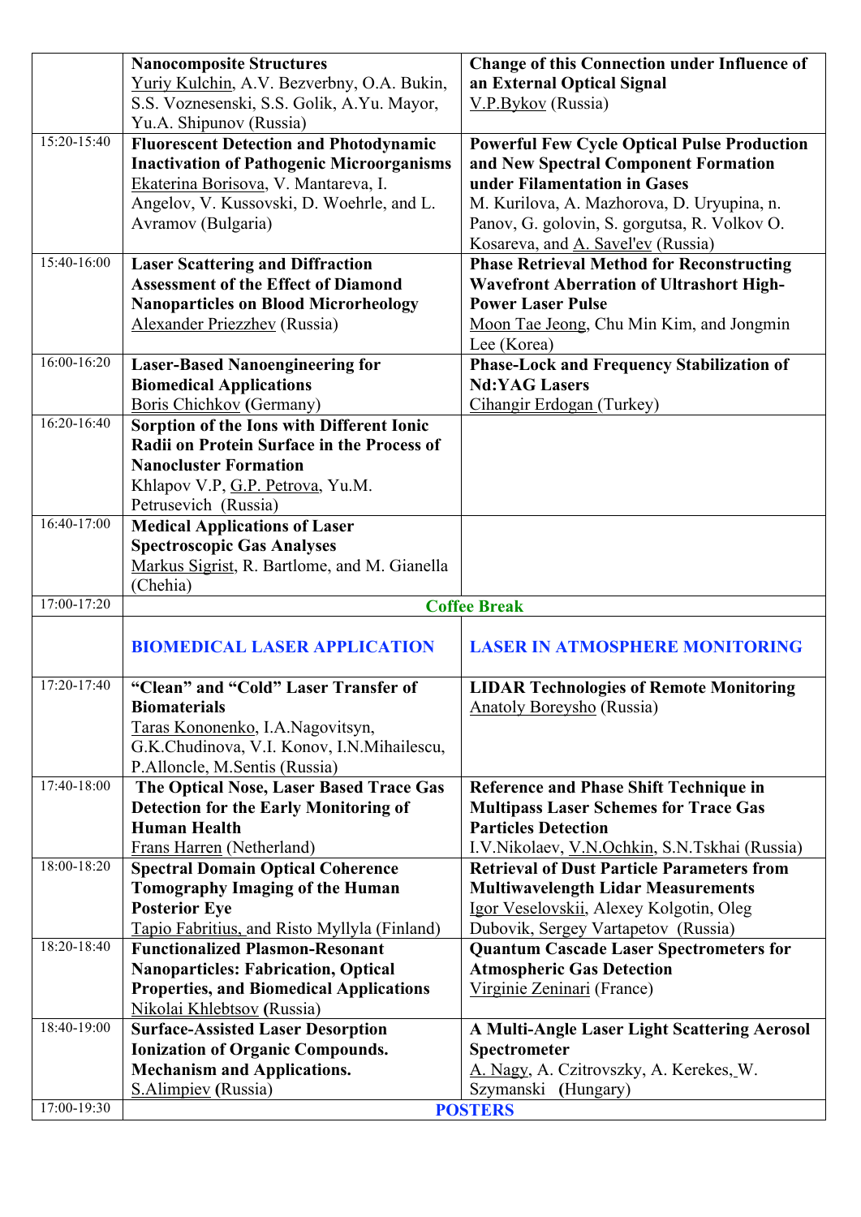| | | |
|---|---|---|
| | **Nanocomposite Structures** Yuriy Kulchin, A.V. Bezverbny, O.A. Bukin, S.S. Voznesenski, S.S. Golik, A.Yu. Mayor, Yu.A. Shipunov (Russia) | **Change of this Connection under Influence of an External Optical Signal** V.P.Bykov (Russia) |
| 15:20-15:40 | **Fluorescent Detection and Photodynamic Inactivation of Pathogenic Microorganisms** Ekaterina Borisova, V. Mantareva, I. Angelov, V. Kussovski, D. Woehrle, and L. Avramov (Bulgaria) | **Powerful Few Cycle Optical Pulse Production and New Spectral Component Formation under Filamentation in Gases** M. Kurilova, A. Mazhorova, D. Uryupina, n. Panov, G. golovin, S. gorgutsa, R. Volkov O. Kosareva, and A. Savel'ev (Russia) |
| 15:40-16:00 | **Laser Scattering and Diffraction Assessment of the Effect of Diamond Nanoparticles on Blood Microrheology** Alexander Priezzhev (Russia) | **Phase Retrieval Method for Reconstructing Wavefront Aberration of Ultrashort High-Power Laser Pulse** Moon Tae Jeong, Chu Min Kim, and Jongmin Lee (Korea) |
| 16:00-16:20 | **Laser-Based Nanoengineering for Biomedical Applications** Boris Chichkov (Germany) | **Phase-Lock and Frequency Stabilization of Nd:YAG Lasers** Cihangir Erdogan (Turkey) |
| 16:20-16:40 | **Sorption of the Ions with Different Ionic Radii on Protein Surface in the Process of Nanocluster Formation** Khlapov V.P, G.P. Petrova, Yu.M. Petrusevich (Russia) | |
| 16:40-17:00 | **Medical Applications of Laser Spectroscopic Gas Analyses** Markus Sigrist, R. Bartlome, and M. Gianella (Chehia) | |
| 17:00-17:20 | **Coffee Break** | |
| | **BIOMEDICAL LASER APPLICATION** | **LASER IN ATMOSPHERE MONITORING** |
| 17:20-17:40 | **"Clean" and "Cold" Laser Transfer of Biomaterials** Taras Kononenko, I.A.Nagovitsyn, G.K.Chudinova, V.I. Konov, I.N.Mihailescu, P.Alloncle, M.Sentis (Russia) | **LIDAR Technologies of Remote Monitoring** Anatoly Boreysho (Russia) |
| 17:40-18:00 | **The Optical Nose, Laser Based Trace Gas Detection for the Early Monitoring of Human Health** Frans Harren (Netherland) | **Reference and Phase Shift Technique in Multipass Laser Schemes for Trace Gas Particles Detection** I.V.Nikolaev, V.N.Ochkin, S.N.Tskhai (Russia) |
| 18:00-18:20 | **Spectral Domain Optical Coherence Tomography Imaging of the Human Posterior Eye** Tapio Fabritius, and Risto Myllyla (Finland) | **Retrieval of Dust Particle Parameters from Multiwavelength Lidar Measurements** Igor Veselovskii, Alexey Kolgotin, Oleg Dubovik, Sergey Vartapetov (Russia) |
| 18:20-18:40 | **Functionalized Plasmon-Resonant Nanoparticles: Fabrication, Optical Properties, and Biomedical Applications** Nikolai Khlebtsov (Russia) | **Quantum Cascade Laser Spectrometers for Atmospheric Gas Detection** Virginie Zeninari (France) |
| 18:40-19:00 | **Surface-Assisted Laser Desorption Ionization of Organic Compounds. Mechanism and Applications.** S.Alimpiev (Russia) | **A Multi-Angle Laser Light Scattering Aerosol Spectrometer** A. Nagy, A. Czitrovszky, A. Kerekes, W. Szymanski (Hungary) |
| 17:00-19:30 | **POSTERS** | |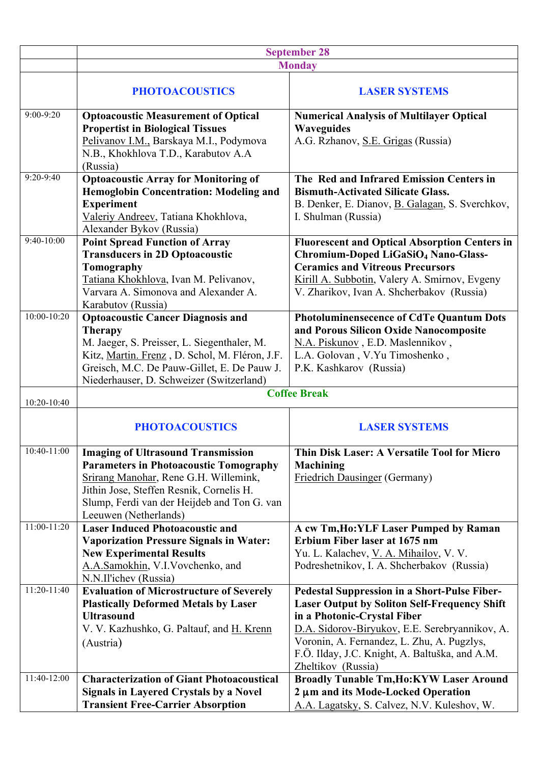| | September 28 | |
|---|---|---|
| | Monday | |
| | **PHOTOACOUSTICS** | **LASER SYSTEMS** |
| 9:00-9:20 | **Optoacoustic Measurement of Optical Propertist in Biological Tissues** Pelivanov I.M., Barskaya M.I., Podymova N.B., Khokhlova T.D., Karabutov A.A (Russia) | **Numerical Analysis of Multilayer Optical Waveguides** A.G. Rzhanov, S.E. Grigas (Russia) |
| 9:20-9:40 | **Optoacoustic Array for Monitoring of Hemoglobin Concentration: Modeling and Experiment** Valeriy Andreev, Tatiana Khokhlova, Alexander Bykov (Russia) | **The Red and Infrared Emission Centers in Bismuth-Activated Silicate Glass.** B. Denker, E. Dianov, B. Galagan, S. Sverchkov, I. Shulman (Russia) |
| 9:40-10:00 | **Point Spread Function of Array Transducers in 2D Optoacoustic Tomography** Tatiana Khokhlova, Ivan M. Pelivanov, Varvara A. Simonova and Alexander A. Karabutov (Russia) | **Fluorescent and Optical Absorption Centers in Chromium-Doped $LiGaSiO_4$ Nano-Glass-Ceramics and Vitreous Precursors** Kirill A. Subbotin, Valery A. Smirnov, Evgeny V. Zharikov, Ivan A. Shcherbakov (Russia) |
| 10:00-10:20 | **Optoacoustic Cancer Diagnosis and Therapy** M. Jaeger, S. Preisser, L. Siegenthaler, M. Kitz, Martin. Frenz , D. Schol, M. Fléron, J.F. Greisch, M.C. De Pauw-Gillet, E. De Pauw J. Niederhauser, D. Schweizer (Switzerland) | **Photoluminensecence of CdTe Quantum Dots and Porous Silicon Oxide Nanocomposite** N.A. Piskunov , E.D. Maslennikov , L.A. Golovan , V.Yu Timoshenko , P.K. Kashkarov (Russia) |
| 10:20-10:40 | Coffee Break | |
| | **PHOTOACOUSTICS** | **LASER SYSTEMS** |
| 10:40-11:00 | **Imaging of Ultrasound Transmission Parameters in Photoacoustic Tomography** Srirang Manohar, Rene G.H. Willemink, Jithin Jose, Steffen Resnik, Cornelis H. Slump, Ferdi van der Heijdeb and Ton G. van Leeuwen (Netherlands) | **Thin Disk Laser: A Versatile Tool for Micro Machining** Friedrich Dausinger (Germany) |
| 11:00-11:20 | **Laser Induced Photoacoustic and Vaporization Pressure Signals in Water: New Experimental Results** A.A.Samokhin, V.I.Vovchenko, and N.N.Il'ichev (Russia) | **A cw Tm,Ho:YLF Laser Pumped by Raman Erbium Fiber laser at 1675 nm** Yu. L. Kalachev, V. A. Mihailov, V. V. Podreshetnikov, I. A. Shcherbakov (Russia) |
| 11:20-11:40 | **Evaluation of Microstructure of Severely Plastically Deformed Metals by Laser Ultrasound** V. V. Kazhushko, G. Paltauf, and H. Krenn (Austria) | **Pedestal Suppression in a Short-Pulse Fiber-Laser Output by Soliton Self-Frequency Shift in a Photonic-Crystal Fiber** D.A. Sidorov-Biryukov, E.E. Serebryannikov, A. Voronin, A. Fernandez, L. Zhu, A. Pugzlys, F.Ö. Ilday, J.C. Knight, A. Baltuška, and A.M. Zheltikov (Russia) |
| 11:40-12:00 | **Characterization of Giant Photoacoustical Signals in Layered Crystals by a Novel Transient Free-Carrier Absorption** | **Broadly Tunable Tm,Ho:KYW Laser Around 2 μm and its Mode-Locked Operation** A.A. Lagatsky, S. Calvez, N.V. Kuleshov, W. |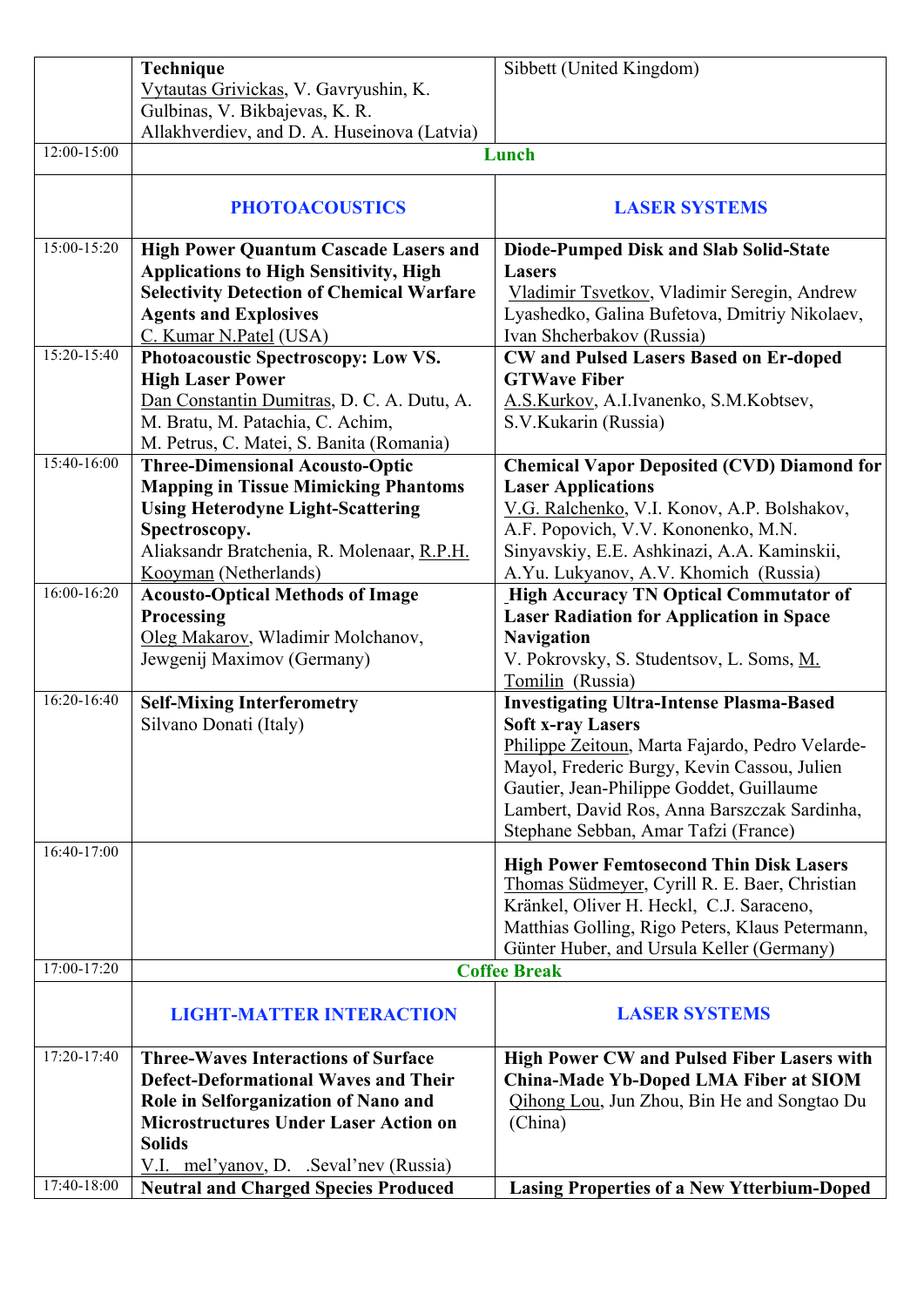| | | |
|---|---|---|
| | **Technique**<br>Vytautas Grivickas, V. Gavryushin, K. Gulbinas, V. Bikbajevas, K. R. Allakhverdiev, and D. A. Huseinova (Latvia) | Sibbett (United Kingdom) |
| 12:00-15:00 | **Lunch** | |
| | **PHOTOACOUSTICS** | **LASER SYSTEMS** |
| 15:00-15:20 | **High Power Quantum Cascade Lasers and Applications to High Sensitivity, High Selectivity Detection of Chemical Warfare Agents and Explosives**<br>C. Kumar N.Patel (USA) | **Diode-Pumped Disk and Slab Solid-State Lasers**<br>Vladimir Tsvetkov, Vladimir Seregin, Andrew Lyashedko, Galina Bufetova, Dmitriy Nikolaev, Ivan Shcherbakov (Russia) |
| 15:20-15:40 | **Photoacoustic Spectroscopy: Low VS. High Laser Power**<br>Dan Constantin Dumitras, D. C. A. Dutu, A. M. Bratu, M. Patachia, C. Achim, M. Petrus, C. Matei, S. Banita (Romania) | **CW and Pulsed Lasers Based on Er-doped GTWave Fiber**<br>A.S.Kurkov, A.I.Ivanenko, S.M.Kobtsev, S.V.Kukarin (Russia) |
| 15:40-16:00 | **Three-Dimensional Acousto-Optic Mapping in Tissue Mimicking Phantoms Using Heterodyne Light-Scattering Spectroscopy.**<br>Aliaksandr Bratchenia, R. Molenaar, R.P.H. Kooyman (Netherlands) | **Chemical Vapor Deposited (CVD) Diamond for Laser Applications**<br>V.G. Ralchenko, V.I. Konov, A.P. Bolshakov, A.F. Popovich, V.V. Kononenko, M.N. Sinyavskiy, E.E. Ashkinazi, A.A. Kaminskii, A.Yu. Lukyanov, A.V. Khomich (Russia) |
| 16:00-16:20 | **Acousto-Optical Methods of Image Processing**<br>Oleg Makarov, Wladimir Molchanov, Jewgenij Maximov (Germany) | **High Accuracy TN Optical Commutator of Laser Radiation for Application in Space Navigation**<br>V. Pokrovsky, S. Studentsov, L. Soms, M. Tomilin (Russia) |
| 16:20-16:40 | **Self-Mixing Interferometry**<br>Silvano Donati (Italy) | **Investigating Ultra-Intense Plasma-Based Soft x-ray Lasers**<br>Philippe Zeitoun, Marta Fajardo, Pedro Velarde-Mayol, Frederic Burgy, Kevin Cassou, Julien Gautier, Jean-Philippe Goddet, Guillaume Lambert, David Ros, Anna Barszczak Sardinha, Stephane Sebban, Amar Tafzi (France) |
| 16:40-17:00 | | **High Power Femtosecond Thin Disk Lasers**<br>Thomas Südmeyer, Cyrill R. E. Baer, Christian Kränkel, Oliver H. Heckl, C.J. Saraceno, Matthias Golling, Rigo Peters, Klaus Petermann, Günter Huber, and Ursula Keller (Germany) |
| 17:00-17:20 | **Coffee Break** | |
| | **LIGHT-MATTER INTERACTION** | **LASER SYSTEMS** |
| 17:20-17:40 | **Three-Waves Interactions of Surface Defect-Deformational Waves and Their Role in Selforganization of Nano and Microstructures Under Laser Action on Solids**<br>V.I. mel'yanov, D. .Seval'nev (Russia) | **High Power CW and Pulsed Fiber Lasers with China-Made Yb-Doped LMA Fiber at SIOM**<br>Qihong Lou, Jun Zhou, Bin He and Songtao Du (China) |
| 17:40-18:00 | **Neutral and Charged Species Produced** | **Lasing Properties of a New Ytterbium-Doped** |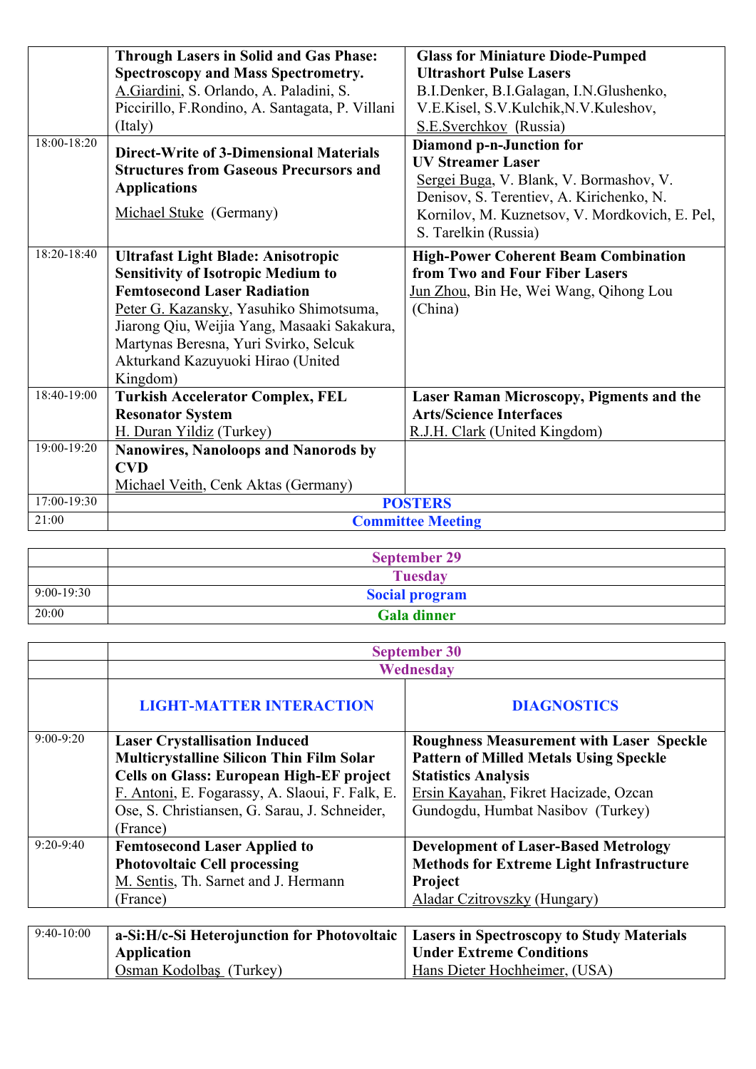| | | |
|---|---|---|
| | **Through Lasers in Solid and Gas Phase: Spectroscopy and Mass Spectrometry.** A.Giardini, S. Orlando, A. Paladini, S. Piccirillo, F.Rondino, A. Santagata, P. Villani (Italy) | **Glass for Miniature Diode-Pumped Ultrashort Pulse Lasers** B.I.Denker, B.I.Galagan, I.N.Glushenko, V.E.Kisel, S.V.Kulchik,N.V.Kuleshov, S.E.Sverchkov (Russia) |
| 18:00-18:20 | **Direct-Write of 3-Dimensional Materials Structures from Gaseous Precursors and Applications** Michael Stuke (Germany) | **Diamond p-n-Junction for UV Streamer Laser** Sergei Buga, V. Blank, V. Bormashov, V. Denisov, S. Terentiev, A. Kirichenko, N. Kornilov, M. Kuznetsov, V. Mordkovich, E. Pel, S. Tarelkin (Russia) |
| 18:20-18:40 | **Ultrafast Light Blade: Anisotropic Sensitivity of Isotropic Medium to Femtosecond Laser Radiation** Peter G. Kazansky, Yasuhiko Shimotsuma, Jiarong Qiu, Weijia Yang, Masaaki Sakakura, Martynas Beresna, Yuri Svirko, Selcuk Akturkand Kazuyuki Hirao (United Kingdom) | **High-Power Coherent Beam Combination from Two and Four Fiber Lasers** Jun Zhou, Bin He, Wei Wang, Qihong Lou (China) |
| 18:40-19:00 | **Turkish Accelerator Complex, FEL Resonator System** H. Duran Yildiz (Turkey) | **Laser Raman Microscopy, Pigments and the Arts/Science Interfaces** R.J.H. Clark (United Kingdom) |
| 19:00-19:20 | **Nanowires, Nanoloops and Nanorods by CVD** Michael Veith, Cenk Aktas (Germany) | |
| 17:00-19:30 | **POSTERS** | |
| 21:00 | **Committee Meeting** | |

| | |
|---|---|
| | **September 29** |
| | **Tuesday** |
| 9:00-19:30 | **Social program** |
| 20:00 | **Gala dinner** |

| | | |
|---|---|---|
| | **September 30** | |
| | **Wednesday** | |
| | **LIGHT-MATTER INTERACTION** | **DIAGNOSTICS** |
| 9:00-9:20 | **Laser Crystallisation Induced Multicrystalline Silicon Thin Film Solar Cells on Glass: European High-EF project** F. Antoni, E. Fogarassy, A. Slaoui, F. Falk, E. Ose, S. Christiansen, G. Sarau, J. Schneider, (France) | **Roughness Measurement with Laser Speckle Pattern of Milled Metals Using Speckle Statistics Analysis** Ersin Kayahan, Fikret Hacizade, Ozcan Gundogdu, Humbat Nasibov (Turkey) |
| 9:20-9:40 | **Femtosecond Laser Applied to Photovoltaic Cell processing** M. Sentis, Th. Sarnet and J. Hermann (France) | **Development of Laser-Based Metrology Methods for Extreme Light Infrastructure Project** Aladar Czitrovszky (Hungary) |
| 9:40-10:00 | **a-Si:H/c-Si Heterojunction for Photovoltaic Application** Osman Kodolbaş (Turkey) | **Lasers in Spectroscopy to Study Materials Under Extreme Conditions** Hans Dieter Hochheimer, (USA) |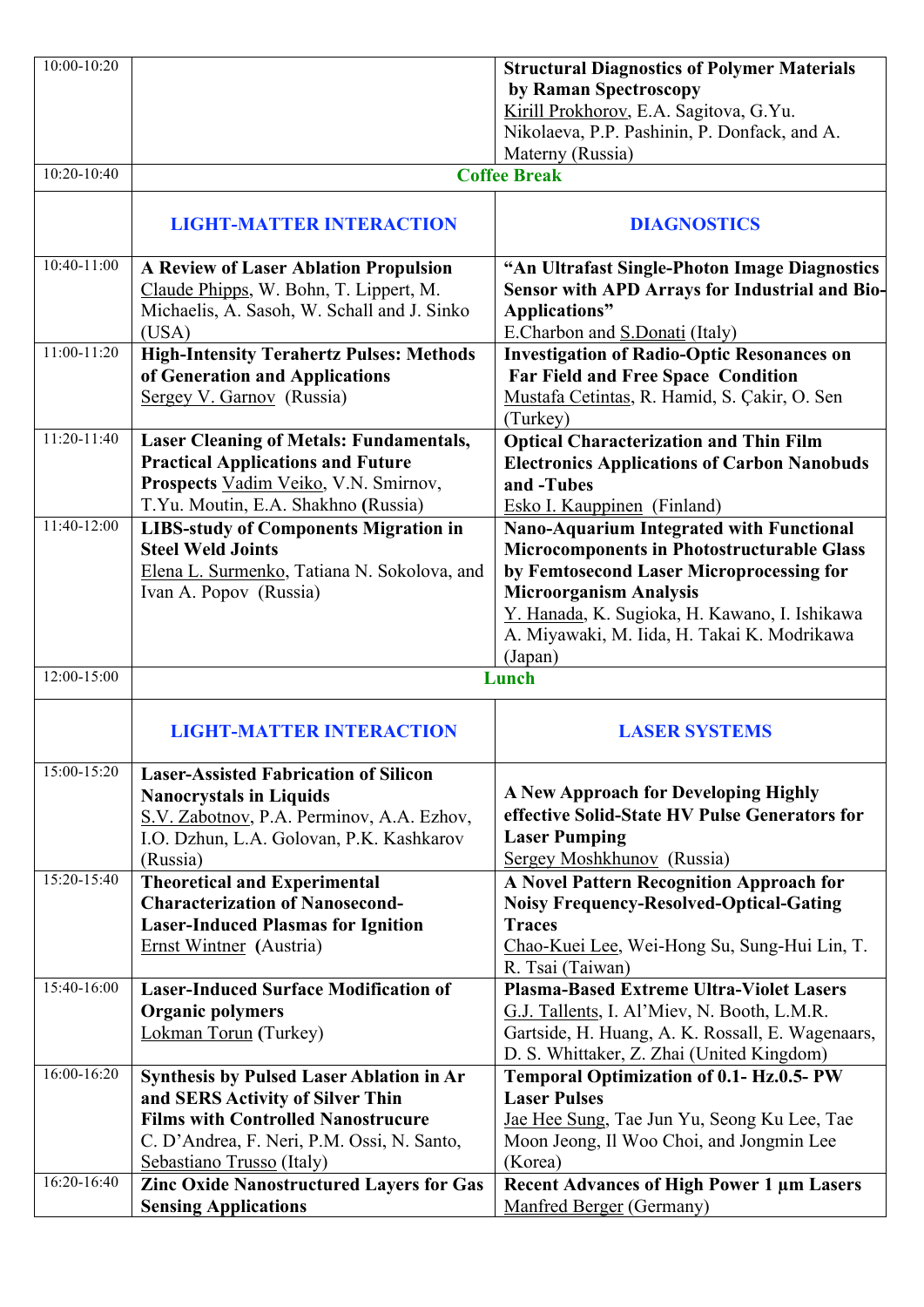| | | |
|---|---|---|
| 10:00-10:20 | | **Structural Diagnostics of Polymer Materials by Raman Spectroscopy** Kirill Prokhorov, E.A. Sagitova, G.Yu. Nikolaeva, P.P. Pashinin, P. Donfack, and A. Materny (Russia) |
| 10:20-10:40 | **Coffee Break** | |
| | **LIGHT-MATTER INTERACTION** | **DIAGNOSTICS** |
| 10:40-11:00 | **A Review of Laser Ablation Propulsion** Claude Phipps, W. Bohn, T. Lippert, M. Michaelis, A. Sasoh, W. Schall and J. Sinko (USA) | **"An Ultrafast Single-Photon Image Diagnostics Sensor with APD Arrays for Industrial and Bio-Applications"** E.Charbon and S.Donati (Italy) |
| 11:00-11:20 | **High-Intensity Terahertz Pulses: Methods of Generation and Applications** Sergey V. Garnov (Russia) | **Investigation of Radio-Optic Resonances on Far Field and Free Space Condition** Mustafa Cetintas, R. Hamid, S. Çakir, O. Sen (Turkey) |
| 11:20-11:40 | **Laser Cleaning of Metals: Fundamentals, Practical Applications and Future Prospects** Vadim Veiko, V.N. Smirnov, T.Yu. Moutin, E.A. Shakhno (Russia) | **Optical Characterization and Thin Film Electronics Applications of Carbon Nanobuds and -Tubes** Esko I. Kauppinen (Finland) |
| 11:40-12:00 | **LIBS-study of Components Migration in Steel Weld Joints** Elena L. Surmenko, Tatiana N. Sokolova, and Ivan A. Popov (Russia) | **Nano-Aquarium Integrated with Functional Microcomponents in Photostructurable Glass by Femtosecond Laser Microprocessing for Microorganism Analysis** Y. Hanada, K. Sugioka, H. Kawano, I. Ishikawa A. Miyawaki, M. Iida, H. Takai K. Modrikawa (Japan) |
| 12:00-15:00 | **Lunch** | |
| | **LIGHT-MATTER INTERACTION** | **LASER SYSTEMS** |
| 15:00-15:20 | **Laser-Assisted Fabrication of Silicon Nanocrystals in Liquids** S.V. Zabotnov, P.A. Perminov, A.A. Ezhov, I.O. Dzhun, L.A. Golovan, P.K. Kashkarov (Russia) | **A New Approach for Developing Highly effective Solid-State HV Pulse Generators for Laser Pumping** Sergey Moshkhunov (Russia) |
| 15:20-15:40 | **Theoretical and Experimental Characterization of Nanosecond-Laser-Induced Plasmas for Ignition** Ernst Wintner (Austria) | **A Novel Pattern Recognition Approach for Noisy Frequency-Resolved-Optical-Gating Traces** Chao-Kuei Lee, Wei-Hong Su, Sung-Hui Lin, T. R. Tsai (Taiwan) |
| 15:40-16:00 | **Laser-Induced Surface Modification of Organic polymers** Lokman Torun (Turkey) | **Plasma-Based Extreme Ultra-Violet Lasers** G.J. Tallents, I. Al'Miev, N. Booth, L.M.R. Gartside, H. Huang, A. K. Rossall, E. Wagenaars, D. S. Whittaker, Z. Zhai (United Kingdom) |
| 16:00-16:20 | **Synthesis by Pulsed Laser Ablation in Ar and SERS Activity of Silver Thin Films with Controlled Nanostrucure** C. D'Andrea, F. Neri, P.M. Ossi, N. Santo, Sebastiano Trusso (Italy) | **Temporal Optimization of 0.1- Hz.0.5- PW Laser Pulses** Jae Hee Sung, Tae Jun Yu, Seong Ku Lee, Tae Moon Jeong, Il Woo Choi, and Jongmin Lee (Korea) |
| 16:20-16:40 | **Zinc Oxide Nanostructured Layers for Gas Sensing Applications** | **Recent Advances of High Power 1 µm Lasers** Manfred Berger (Germany) |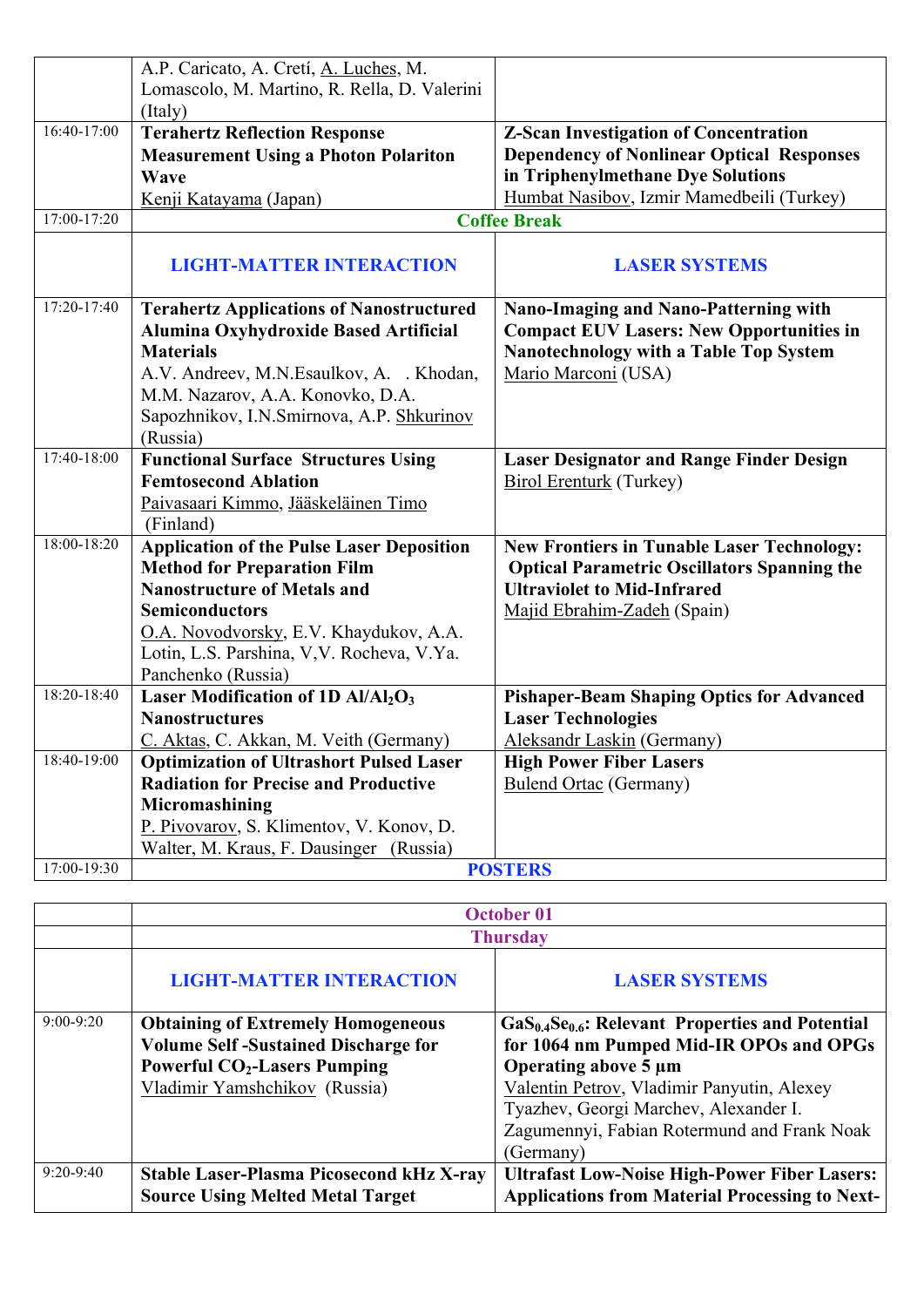| | | |
|---|---|---|
| | A.P. Caricato, A. Cretí, A. Luches, M. Lomascolo, M. Martino, R. Rella, D. Valerini (Italy) | |
| 16:40-17:00 | **Terahertz Reflection Response Measurement Using a Photon Polariton Wave**<br>Kenji Katayama (Japan) | **Z-Scan Investigation of Concentration Dependency of Nonlinear Optical Responses in Triphenylmethane Dye Solutions**<br>Humbat Nasibov, Izmir Mamedbeili (Turkey) |
| 17:00-17:20 | **Coffee Break** | |
| | **LIGHT-MATTER INTERACTION** | **LASER SYSTEMS** |
| 17:20-17:40 | **Terahertz Applications of Nanostructured Alumina Oxyhydroxide Based Artificial Materials**<br>A.V. Andreev, M.N.Esaulkov, A. . Khodan, M.M. Nazarov, A.A. Konovko, D.A. Sapozhnikov, I.N.Smirnova, A.P. Shkurinov (Russia) | **Nano-Imaging and Nano-Patterning with Compact EUV Lasers: New Opportunities in Nanotechnology with a Table Top System**<br>Mario Marconi (USA) |
| 17:40-18:00 | **Functional Surface Structures Using Femtosecond Ablation**<br>Paivasaari Kimmo, Jääskeläinen Timo (Finland) | **Laser Designator and Range Finder Design**<br>Birol Erenturk (Turkey) |
| 18:00-18:20 | **Application of the Pulse Laser Deposition Method for Preparation Film Nanostructure of Metals and Semiconductors**<br>O.A. Novodvorsky, E.V. Khaydukov, A.A. Lotin, L.S. Parshina, V,V. Rocheva, V.Ya. Panchenko (Russia) | **New Frontiers in Tunable Laser Technology: Optical Parametric Oscillators Spanning the Ultraviolet to Mid-Infrared**<br>Majid Ebrahim-Zadeh (Spain) |
| 18:20-18:40 | **Laser Modification of 1D Al/$Al_2O_3$ Nanostructures**<br>C. Aktas, C. Akkan, M. Veith (Germany) | **Pishaper-Beam Shaping Optics for Advanced Laser Technologies**<br>Aleksandr Laskin (Germany) |
| 18:40-19:00 | **Optimization of Ultrashort Pulsed Laser Radiation for Precise and Productive Micromashining**<br>P. Pivovarov, S. Klimentov, V. Konov, D. Walter, M. Kraus, F. Dausinger (Russia) | **High Power Fiber Lasers**<br>Bulend Ortac (Germany) |
| 17:00-19:30 | **POSTERS** | |

| | | |
|---|---|---|
| | **October 01** | |
| | **Thursday** | |
| | **LIGHT-MATTER INTERACTION** | **LASER SYSTEMS** |
| 9:00-9:20 | **Obtaining of Extremely Homogeneous Volume Self -Sustained Discharge for Powerful $CO_2$-Lasers Pumping**<br>Vladimir Yamshchikov (Russia) | **$GaS_{0.4}Se_{0.6}$: Relevant Properties and Potential for 1064 nm Pumped Mid-IR OPOs and OPGs Operating above 5 µm**<br>Valentin Petrov, Vladimir Panyutin, Alexey Tyazhev, Georgi Marchev, Alexander I. Zagumennyi, Fabian Rotermund and Frank Noak (Germany) |
| 9:20-9:40 | **Stable Laser-Plasma Picosecond kHz X-ray Source Using Melted Metal Target** | **Ultrafast Low-Noise High-Power Fiber Lasers: Applications from Material Processing to Next-** |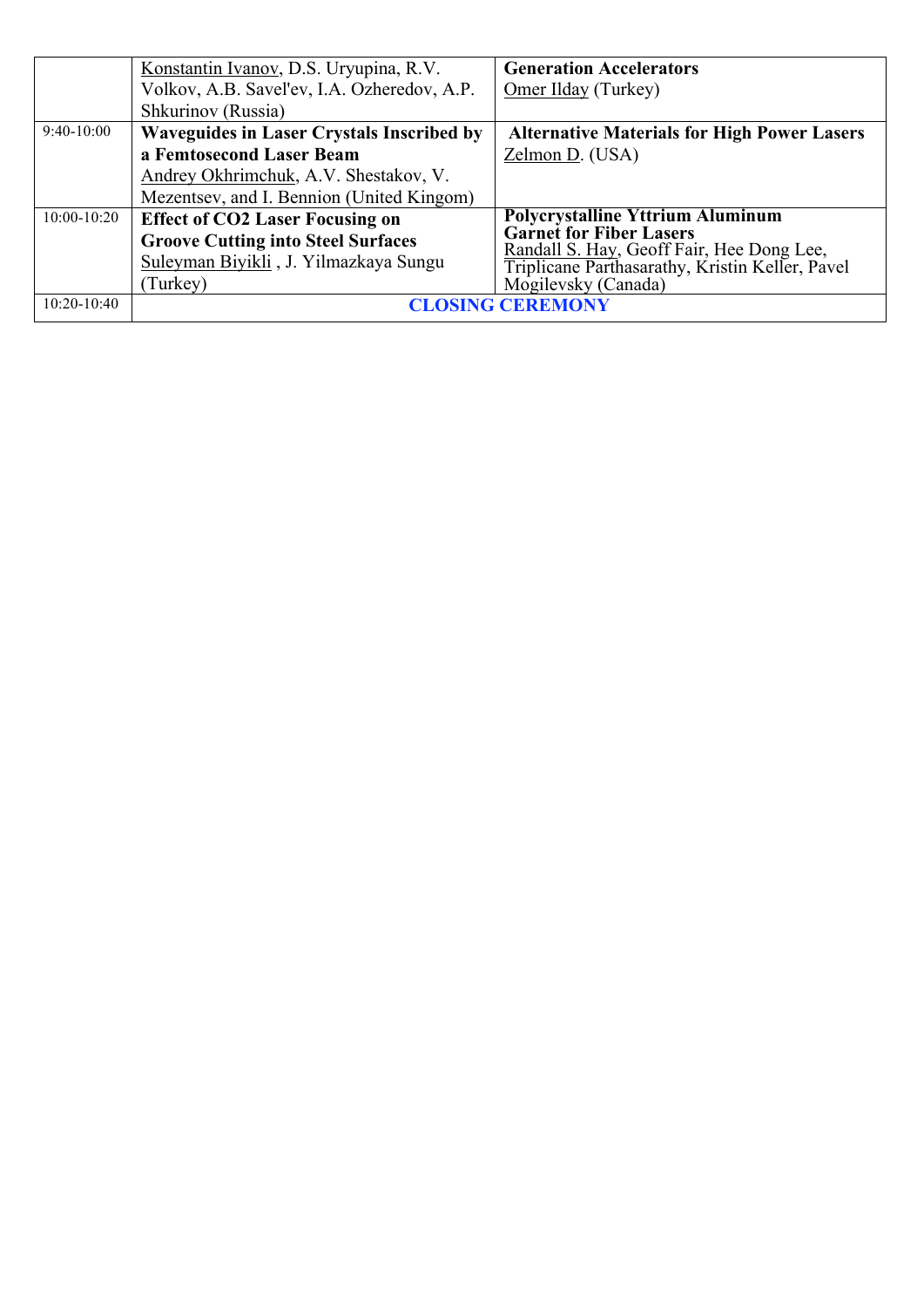| | | |
|---|---|---|
| | Konstantin Ivanov, D.S. Uryupina, R.V. Volkov, A.B. Savel'ev, I.A. Ozheredov, A.P. Shkurinov (Russia) | **Generation Accelerators** Omer Ilday (Turkey) |
| 9:40-10:00 | **Waveguides in Laser Crystals Inscribed by a Femtosecond Laser Beam** Andrey Okhrimchuk, A.V. Shestakov, V. Mezentsev, and I. Bennion (United Kingom) | **Alternative Materials for High Power Lasers** Zelmon D. (USA) |
| 10:00-10:20 | **Effect of CO2 Laser Focusing on Groove Cutting into Steel Surfaces** Suleyman Biyikli , J. Yilmazkaya Sungu (Turkey) | **Polycrystalline Yttrium Aluminum Garnet for Fiber Lasers** Randall S. Hay, Geoff Fair, Hee Dong Lee, Triplicane Parthasarathy, Kristin Keller, Pavel Mogilevsky (Canada) |
| 10:20-10:40 | **CLOSING CEREMONY** | |